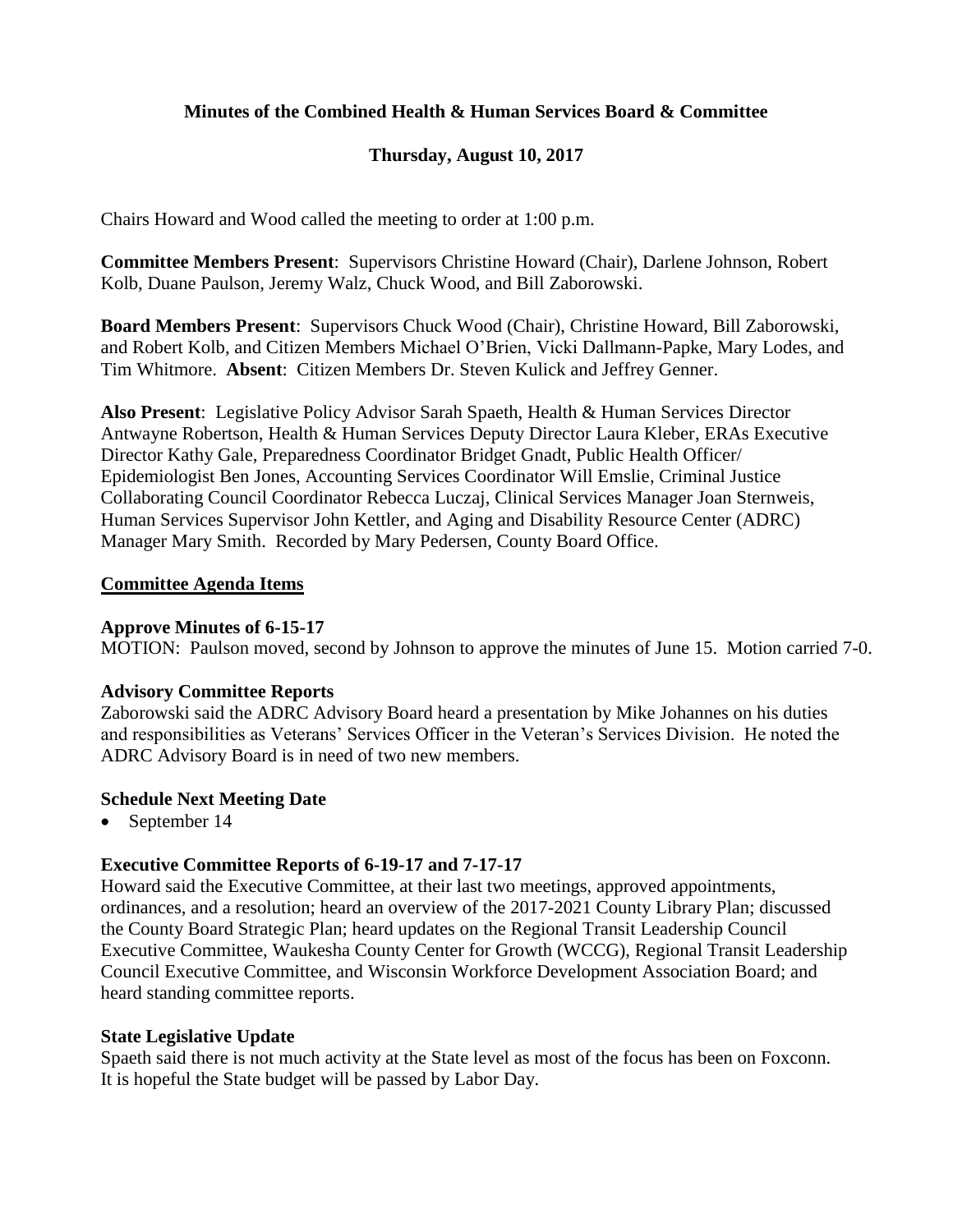# Minutes of the Combined Health & Human Services Board & Committee

## Thursday, August 10, 2017

Chairs Howard and Wood called the meeting to order at 1:00 p.m.

**Committee Members Present**: Supervisors Christine Howard (Chair), Darlene Johnson, Robert Kolb, Duane Paulson, Jeremy Walz, Chuck Wood, and Bill Zaborowski.

**Board Members Present**: Supervisors Chuck Wood (Chair), Christine Howard, Bill Zaborowski, and Robert Kolb, and Citizen Members Michael O'Brien, Vicki Dallmann-Papke, Mary Lodes, and Tim Whitmore. **Absent**: Citizen Members Dr. Steven Kulick and Jeffrey Genner.

**Also Present**: Legislative Policy Advisor Sarah Spaeth, Health & Human Services Director Antwayne Robertson, Health & Human Services Deputy Director Laura Kleber, ERAs Executive Director Kathy Gale, Preparedness Coordinator Bridget Gnadt, Public Health Officer/ Epidemiologist Ben Jones, Accounting Services Coordinator Will Emslie, Criminal Justice Collaborating Council Coordinator Rebecca Luczaj, Clinical Services Manager Joan Sternweis, Human Services Supervisor John Kettler, and Aging and Disability Resource Center (ADRC) Manager Mary Smith. Recorded by Mary Pedersen, County Board Office.

## Committee Agenda Items

### Approve Minutes of 6-15-17

MOTION: Paulson moved, second by Johnson to approve the minutes of June 15. Motion carried 7-0.

### Advisory Committee Reports

Zaborowski said the ADRC Advisory Board heard a presentation by Mike Johannes on his duties and responsibilities as Veterans' Services Officer in the Veteran's Services Division. He noted the ADRC Advisory Board is in need of two new members.

### Schedule Next Meeting Date

- September 14

### Executive Committee Reports of 6-19-17 and 7-17-17

Howard said the Executive Committee, at their last two meetings, approved appointments, ordinances, and a resolution; heard an overview of the 2017-2021 County Library Plan; discussed the County Board Strategic Plan; heard updates on the Regional Transit Leadership Council Executive Committee, Waukesha County Center for Growth (WCCG), Regional Transit Leadership Council Executive Committee, and Wisconsin Workforce Development Association Board; and heard standing committee reports.

### State Legislative Update

Spaeth said there is not much activity at the State level as most of the focus has been on Foxconn. It is hopeful the State budget will be passed by Labor Day.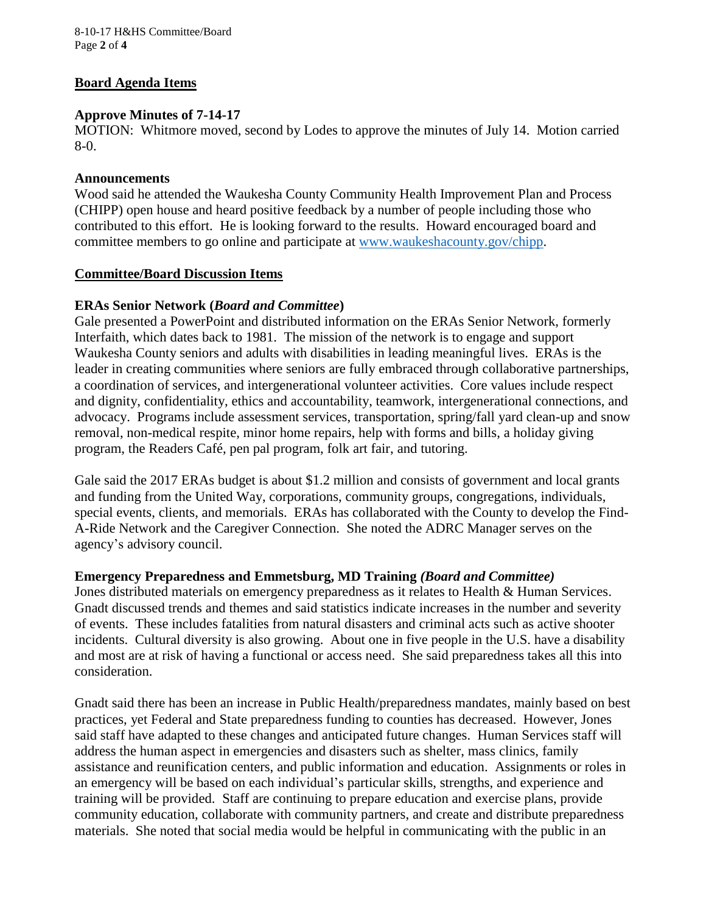## Board Agenda Items

### Approve Minutes of 7-14-17

MOTION: Whitmore moved, second by Lodes to approve the minutes of July 14. Motion carried 8-0.

### Announcements

Wood said he attended the Waukesha County Community Health Improvement Plan and Process (CHIPP) open house and heard positive feedback by a number of people including those who contributed to this effort. He is looking forward to the results. Howard encouraged board and committee members to go online and participate at www.waukeshacounty.gov/chipp.

## Committee/Board Discussion Items

### ERAs Senior Network (*Board and Committee*)

Gale presented a PowerPoint and distributed information on the ERAs Senior Network, formerly Interfaith, which dates back to 1981. The mission of the network is to engage and support Waukesha County seniors and adults with disabilities in leading meaningful lives. ERAs is the leader in creating communities where seniors are fully embraced through collaborative partnerships, a coordination of services, and intergenerational volunteer activities. Core values include respect and dignity, confidentiality, ethics and accountability, teamwork, intergenerational connections, and advocacy. Programs include assessment services, transportation, spring/fall yard clean-up and snow removal, non-medical respite, minor home repairs, help with forms and bills, a holiday giving program, the Readers Café, pen pal program, folk art fair, and tutoring.

Gale said the 2017 ERAs budget is about $1.2 million and consists of government and local grants and funding from the United Way, corporations, community groups, congregations, individuals, special events, clients, and memorials. ERAs has collaborated with the County to develop the Find-A-Ride Network and the Caregiver Connection. She noted the ADRC Manager serves on the agency's advisory council.

### Emergency Preparedness and Emmetsburg, MD Training *(Board and Committee)*

Jones distributed materials on emergency preparedness as it relates to Health & Human Services. Gnadt discussed trends and themes and said statistics indicate increases in the number and severity of events. These includes fatalities from natural disasters and criminal acts such as active shooter incidents. Cultural diversity is also growing. About one in five people in the U.S. have a disability and most are at risk of having a functional or access need. She said preparedness takes all this into consideration.

Gnadt said there has been an increase in Public Health/preparedness mandates, mainly based on best practices, yet Federal and State preparedness funding to counties has decreased. However, Jones said staff have adapted to these changes and anticipated future changes. Human Services staff will address the human aspect in emergencies and disasters such as shelter, mass clinics, family assistance and reunification centers, and public information and education. Assignments or roles in an emergency will be based on each individual's particular skills, strengths, and experience and training will be provided. Staff are continuing to prepare education and exercise plans, provide community education, collaborate with community partners, and create and distribute preparedness materials. She noted that social media would be helpful in communicating with the public in an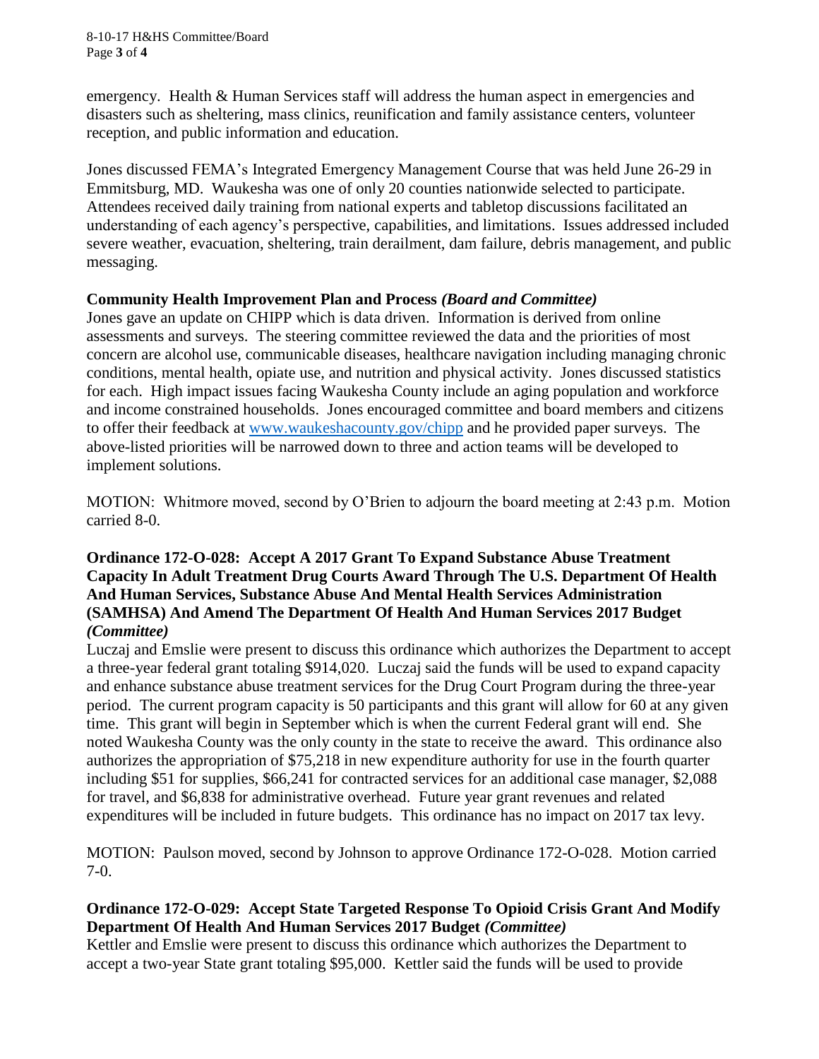emergency. Health & Human Services staff will address the human aspect in emergencies and disasters such as sheltering, mass clinics, reunification and family assistance centers, volunteer reception, and public information and education.

Jones discussed FEMA's Integrated Emergency Management Course that was held June 26-29 in Emmitsburg, MD. Waukesha was one of only 20 counties nationwide selected to participate. Attendees received daily training from national experts and tabletop discussions facilitated an understanding of each agency's perspective, capabilities, and limitations. Issues addressed included severe weather, evacuation, sheltering, train derailment, dam failure, debris management, and public messaging.

**Community Health Improvement Plan and Process** ***(Board and Committee)***
Jones gave an update on CHIPP which is data driven. Information is derived from online assessments and surveys. The steering committee reviewed the data and the priorities of most concern are alcohol use, communicable diseases, healthcare navigation including managing chronic conditions, mental health, opiate use, and nutrition and physical activity. Jones discussed statistics for each. High impact issues facing Waukesha County include an aging population and workforce and income constrained households. Jones encouraged committee and board members and citizens to offer their feedback at [www.waukeshacounty.gov/chipp](http://www.waukeshacounty.gov/chipp) and he provided paper surveys. The above-listed priorities will be narrowed down to three and action teams will be developed to implement solutions.

MOTION: Whitmore moved, second by O'Brien to adjourn the board meeting at 2:43 p.m. Motion carried 8-0.

**Ordinance 172-O-028: Accept A 2017 Grant To Expand Substance Abuse Treatment Capacity In Adult Treatment Drug Courts Award Through The U.S. Department Of Health And Human Services, Substance Abuse And Mental Health Services Administration (SAMHSA) And Amend The Department Of Health And Human Services 2017 Budget** ***(Committee)***
Luczaj and Emslie were present to discuss this ordinance which authorizes the Department to accept a three-year federal grant totaling $914,020. Luczaj said the funds will be used to expand capacity and enhance substance abuse treatment services for the Drug Court Program during the three-year period. The current program capacity is 50 participants and this grant will allow for 60 at any given time. This grant will begin in September which is when the current Federal grant will end. She noted Waukesha County was the only county in the state to receive the award. This ordinance also authorizes the appropriation of $75,218 in new expenditure authority for use in the fourth quarter including $51 for supplies, $66,241 for contracted services for an additional case manager, $2,088 for travel, and $6,838 for administrative overhead. Future year grant revenues and related expenditures will be included in future budgets. This ordinance has no impact on 2017 tax levy.

MOTION: Paulson moved, second by Johnson to approve Ordinance 172-O-028. Motion carried 7-0.

**Ordinance 172-O-029: Accept State Targeted Response To Opioid Crisis Grant And Modify Department Of Health And Human Services 2017 Budget** ***(Committee)***
Kettler and Emslie were present to discuss this ordinance which authorizes the Department to accept a two-year State grant totaling $95,000. Kettler said the funds will be used to provide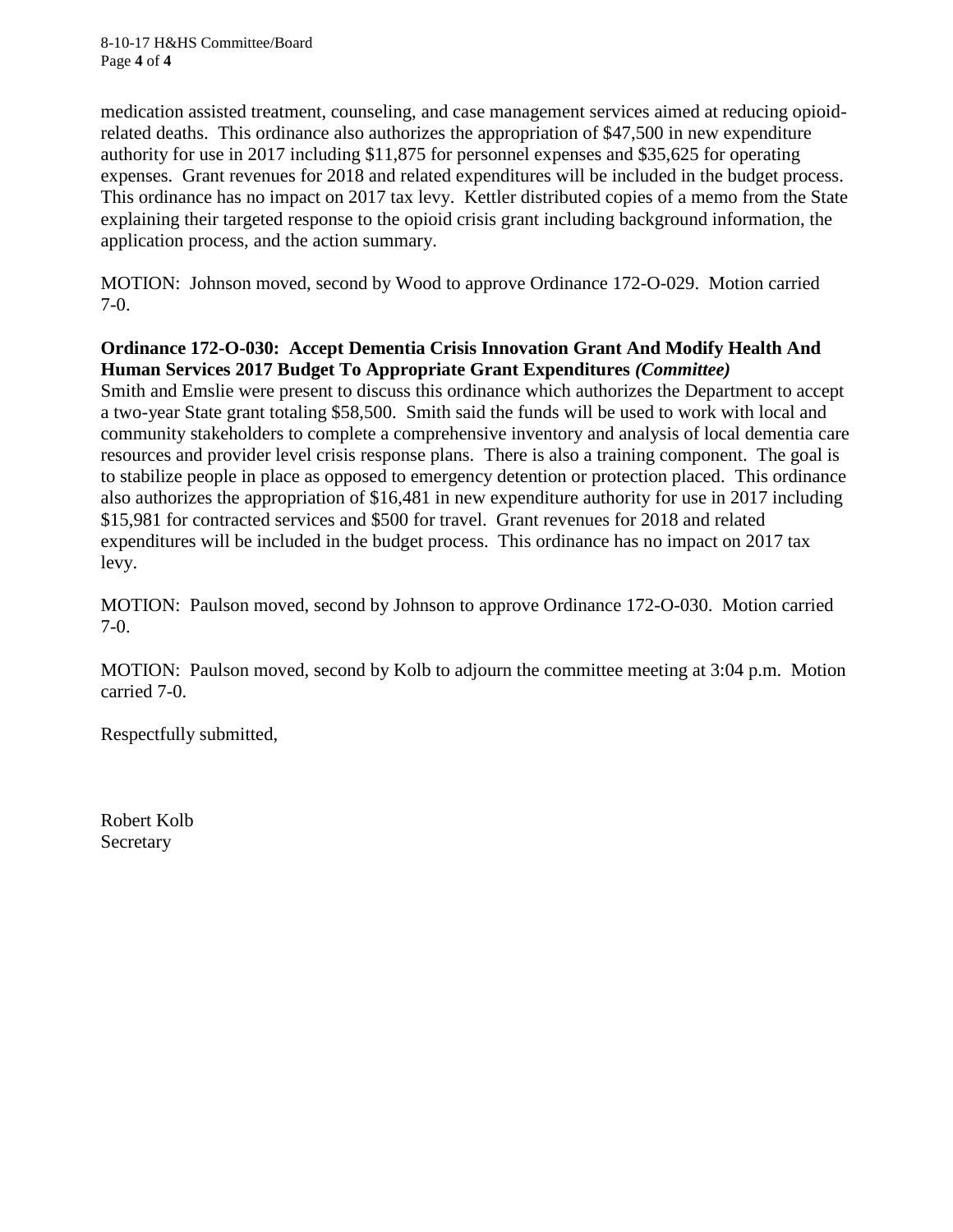medication assisted treatment, counseling, and case management services aimed at reducing opioid-related deaths. This ordinance also authorizes the appropriation of $47,500 in new expenditure authority for use in 2017 including $11,875 for personnel expenses and $35,625 for operating expenses. Grant revenues for 2018 and related expenditures will be included in the budget process. This ordinance has no impact on 2017 tax levy. Kettler distributed copies of a memo from the State explaining their targeted response to the opioid crisis grant including background information, the application process, and the action summary.

MOTION: Johnson moved, second by Wood to approve Ordinance 172-O-029. Motion carried 7-0.

**Ordinance 172-O-030: Accept Dementia Crisis Innovation Grant And Modify Health And Human Services 2017 Budget To Appropriate Grant Expenditures *(Committee)***

Smith and Emslie were present to discuss this ordinance which authorizes the Department to accept a two-year State grant totaling $58,500. Smith said the funds will be used to work with local and community stakeholders to complete a comprehensive inventory and analysis of local dementia care resources and provider level crisis response plans. There is also a training component. The goal is to stabilize people in place as opposed to emergency detention or protection placed. This ordinance also authorizes the appropriation of $16,481 in new expenditure authority for use in 2017 including $15,981 for contracted services and $500 for travel. Grant revenues for 2018 and related expenditures will be included in the budget process. This ordinance has no impact on 2017 tax levy.

MOTION: Paulson moved, second by Johnson to approve Ordinance 172-O-030. Motion carried 7-0.

MOTION: Paulson moved, second by Kolb to adjourn the committee meeting at 3:04 p.m. Motion carried 7-0.

Respectfully submitted,

Robert Kolb
Secretary